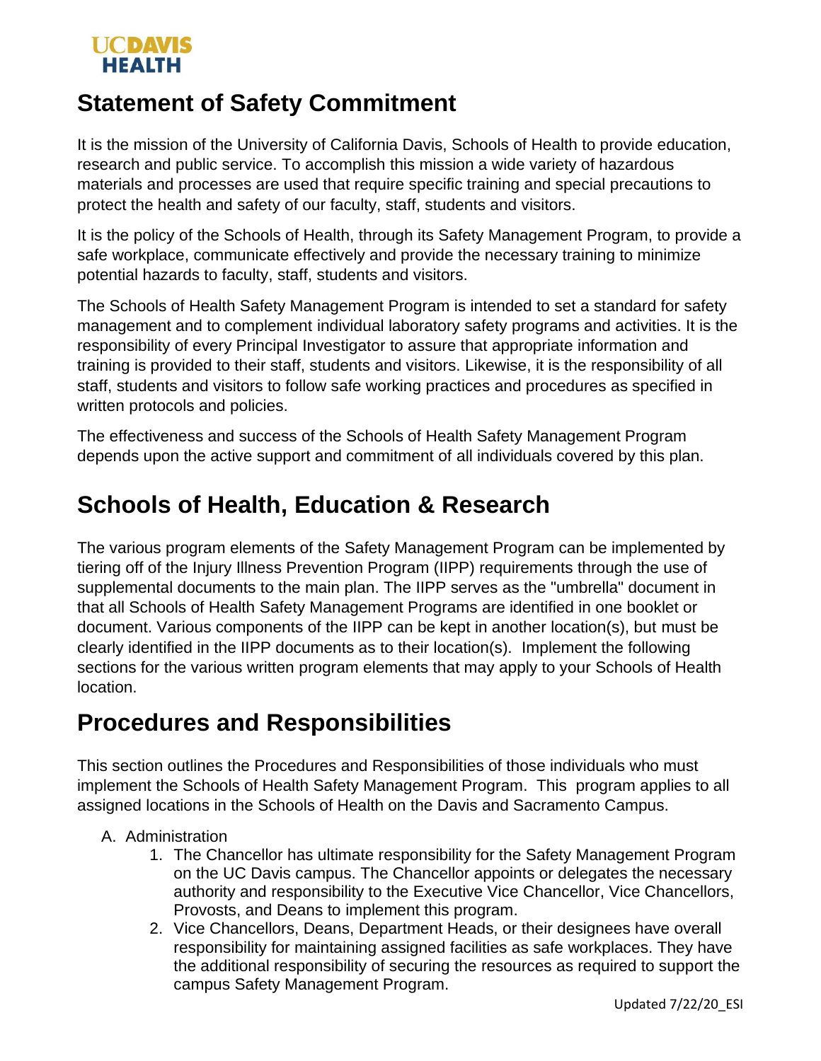UCDAVIS HEALTH

# Statement of Safety Commitment

It is the mission of the University of California Davis, Schools of Health to provide education, research and public service. To accomplish this mission a wide variety of hazardous materials and processes are used that require specific training and special precautions to protect the health and safety of our faculty, staff, students and visitors.

It is the policy of the Schools of Health, through its Safety Management Program, to provide a safe workplace, communicate effectively and provide the necessary training to minimize potential hazards to faculty, staff, students and visitors.

The Schools of Health Safety Management Program is intended to set a standard for safety management and to complement individual laboratory safety programs and activities. It is the responsibility of every Principal Investigator to assure that appropriate information and training is provided to their staff, students and visitors. Likewise, it is the responsibility of all staff, students and visitors to follow safe working practices and procedures as specified in written protocols and policies.

The effectiveness and success of the Schools of Health Safety Management Program depends upon the active support and commitment of all individuals covered by this plan.

# Schools of Health, Education & Research

The various program elements of the Safety Management Program can be implemented by tiering off of the Injury Illness Prevention Program (IIPP) requirements through the use of supplemental documents to the main plan. The IIPP serves as the "umbrella" document in that all Schools of Health Safety Management Programs are identified in one booklet or document. Various components of the IIPP can be kept in another location(s), but must be clearly identified in the IIPP documents as to their location(s). Implement the following sections for the various written program elements that may apply to your Schools of Health location.

# Procedures and Responsibilities

This section outlines the Procedures and Responsibilities of those individuals who must implement the Schools of Health Safety Management Program. This program applies to all assigned locations in the Schools of Health on the Davis and Sacramento Campus.

A. Administration
    1. The Chancellor has ultimate responsibility for the Safety Management Program on the UC Davis campus. The Chancellor appoints or delegates the necessary authority and responsibility to the Executive Vice Chancellor, Vice Chancellors, Provosts, and Deans to implement this program.
    2. Vice Chancellors, Deans, Department Heads, or their designees have overall responsibility for maintaining assigned facilities as safe workplaces. They have the additional responsibility of securing the resources as required to support the campus Safety Management Program.

Updated 7/22/20_ESI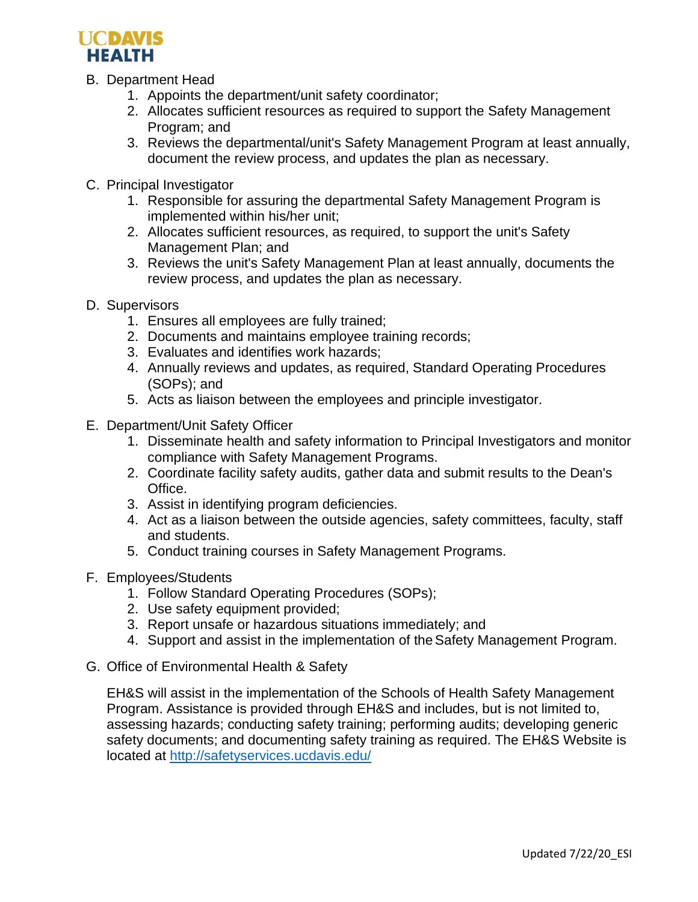B. Department Head
    1. Appoints the department/unit safety coordinator;
    2. Allocates sufficient resources as required to support the Safety Management Program; and
    3. Reviews the departmental/unit's Safety Management Program at least annually, document the review process, and updates the plan as necessary.

C. Principal Investigator
    1. Responsible for assuring the departmental Safety Management Program is implemented within his/her unit;
    2. Allocates sufficient resources, as required, to support the unit's Safety Management Plan; and
    3. Reviews the unit's Safety Management Plan at least annually, documents the review process, and updates the plan as necessary.

D. Supervisors
    1. Ensures all employees are fully trained;
    2. Documents and maintains employee training records;
    3. Evaluates and identifies work hazards;
    4. Annually reviews and updates, as required, Standard Operating Procedures (SOPs); and
    5. Acts as liaison between the employees and principle investigator.

E. Department/Unit Safety Officer
    1. Disseminate health and safety information to Principal Investigators and monitor compliance with Safety Management Programs.
    2. Coordinate facility safety audits, gather data and submit results to the Dean's Office.
    3. Assist in identifying program deficiencies.
    4. Act as a liaison between the outside agencies, safety committees, faculty, staff and students.
    5. Conduct training courses in Safety Management Programs.

F. Employees/Students
    1. Follow Standard Operating Procedures (SOPs);
    2. Use safety equipment provided;
    3. Report unsafe or hazardous situations immediately; and
    4. Support and assist in the implementation of the Safety Management Program.

G. Office of Environmental Health & Safety

    EH&S will assist in the implementation of the Schools of Health Safety Management Program. Assistance is provided through EH&S and includes, but is not limited to, assessing hazards; conducting safety training; performing audits; developing generic safety documents; and documenting safety training as required. The EH&S Website is located at http://safetyservices.ucdavis.edu/

Updated 7/22/20_ESI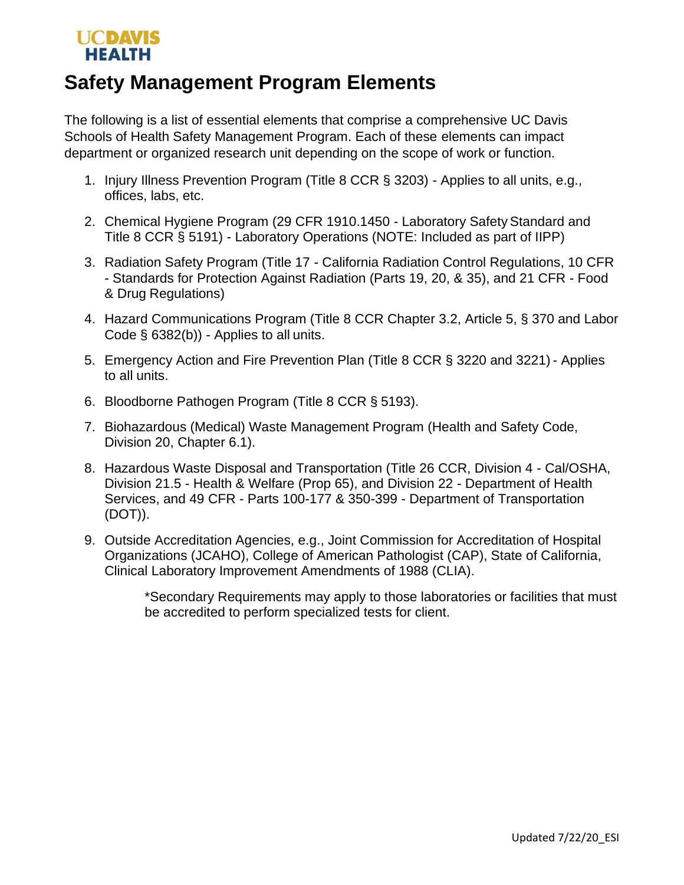UCDAVIS HEALTH

# Safety Management Program Elements

The following is a list of essential elements that comprise a comprehensive UC Davis Schools of Health Safety Management Program. Each of these elements can impact department or organized research unit depending on the scope of work or function.

1. Injury Illness Prevention Program (Title 8 CCR § 3203) - Applies to all units, e.g., offices, labs, etc.
2. Chemical Hygiene Program (29 CFR 1910.1450 - Laboratory Safety Standard and Title 8 CCR § 5191) - Laboratory Operations (NOTE: Included as part of IIPP)
3. Radiation Safety Program (Title 17 - California Radiation Control Regulations, 10 CFR - Standards for Protection Against Radiation (Parts 19, 20, & 35), and 21 CFR - Food & Drug Regulations)
4. Hazard Communications Program (Title 8 CCR Chapter 3.2, Article 5, § 370 and Labor Code § 6382(b)) - Applies to all units.
5. Emergency Action and Fire Prevention Plan (Title 8 CCR § 3220 and 3221) - Applies to all units.
6. Bloodborne Pathogen Program (Title 8 CCR § 5193).
7. Biohazardous (Medical) Waste Management Program (Health and Safety Code, Division 20, Chapter 6.1).
8. Hazardous Waste Disposal and Transportation (Title 26 CCR, Division 4 - Cal/OSHA, Division 21.5 - Health & Welfare (Prop 65), and Division 22 - Department of Health Services, and 49 CFR - Parts 100-177 & 350-399 - Department of Transportation (DOT)).
9. Outside Accreditation Agencies, e.g., Joint Commission for Accreditation of Hospital Organizations (JCAHO), College of American Pathologist (CAP), State of California, Clinical Laboratory Improvement Amendments of 1988 (CLIA).

   *Secondary Requirements may apply to those laboratories or facilities that must be accredited to perform specialized tests for client.

Updated 7/22/20_ESI